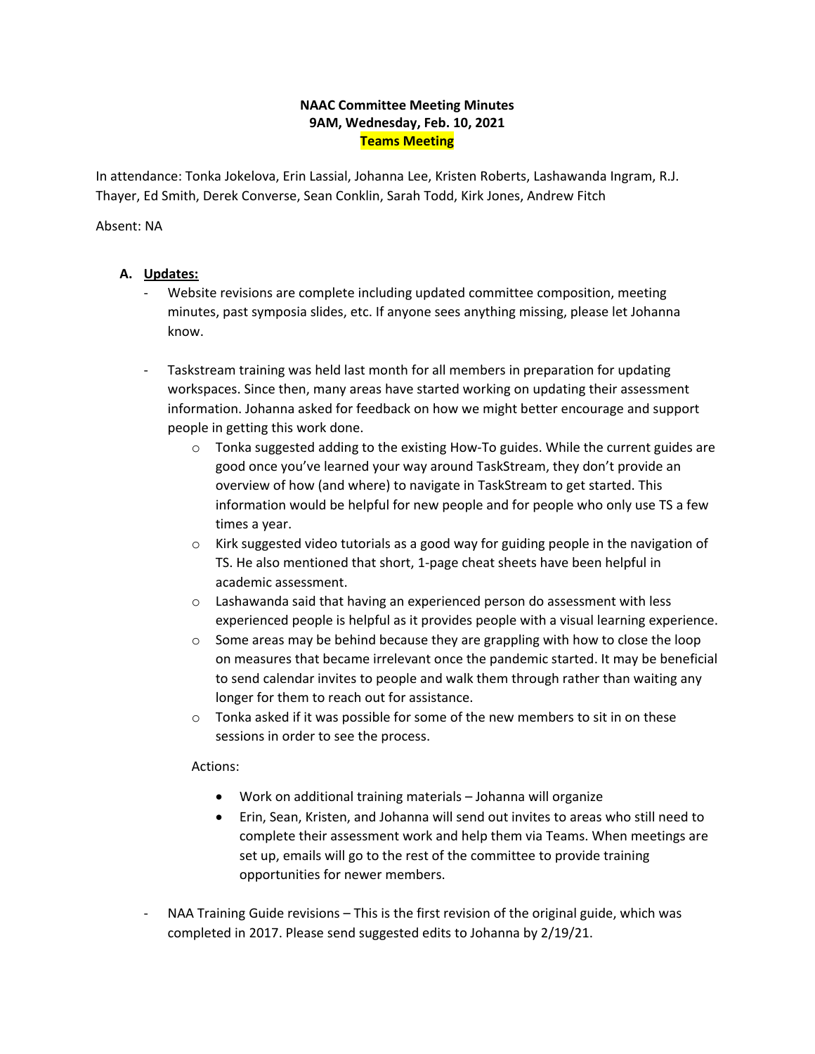**NAAC Committee Meeting Minutes**
**9AM, Wednesday, Feb. 10, 2021**
**Teams Meeting**

In attendance: Tonka Jokelova, Erin Lassial, Johanna Lee, Kristen Roberts, Lashawanda Ingram, R.J. Thayer, Ed Smith, Derek Converse, Sean Conklin, Sarah Todd, Kirk Jones, Andrew Fitch

Absent: NA

**A. Updates:**

- Website revisions are complete including updated committee composition, meeting minutes, past symposia slides, etc. If anyone sees anything missing, please let Johanna know.

- Taskstream training was held last month for all members in preparation for updating workspaces. Since then, many areas have started working on updating their assessment information. Johanna asked for feedback on how we might better encourage and support people in getting this work done.
  - Tonka suggested adding to the existing How-To guides. While the current guides are good once you've learned your way around TaskStream, they don't provide an overview of how (and where) to navigate in TaskStream to get started. This information would be helpful for new people and for people who only use TS a few times a year.
  - Kirk suggested video tutorials as a good way for guiding people in the navigation of TS. He also mentioned that short, 1-page cheat sheets have been helpful in academic assessment.
  - Lashawanda said that having an experienced person do assessment with less experienced people is helpful as it provides people with a visual learning experience.
  - Some areas may be behind because they are grappling with how to close the loop on measures that became irrelevant once the pandemic started. It may be beneficial to send calendar invites to people and walk them through rather than waiting any longer for them to reach out for assistance.
  - Tonka asked if it was possible for some of the new members to sit in on these sessions in order to see the process.

  Actions:

  - Work on additional training materials – Johanna will organize
  - Erin, Sean, Kristen, and Johanna will send out invites to areas who still need to complete their assessment work and help them via Teams. When meetings are set up, emails will go to the rest of the committee to provide training opportunities for newer members.

- NAA Training Guide revisions – This is the first revision of the original guide, which was completed in 2017. Please send suggested edits to Johanna by 2/19/21.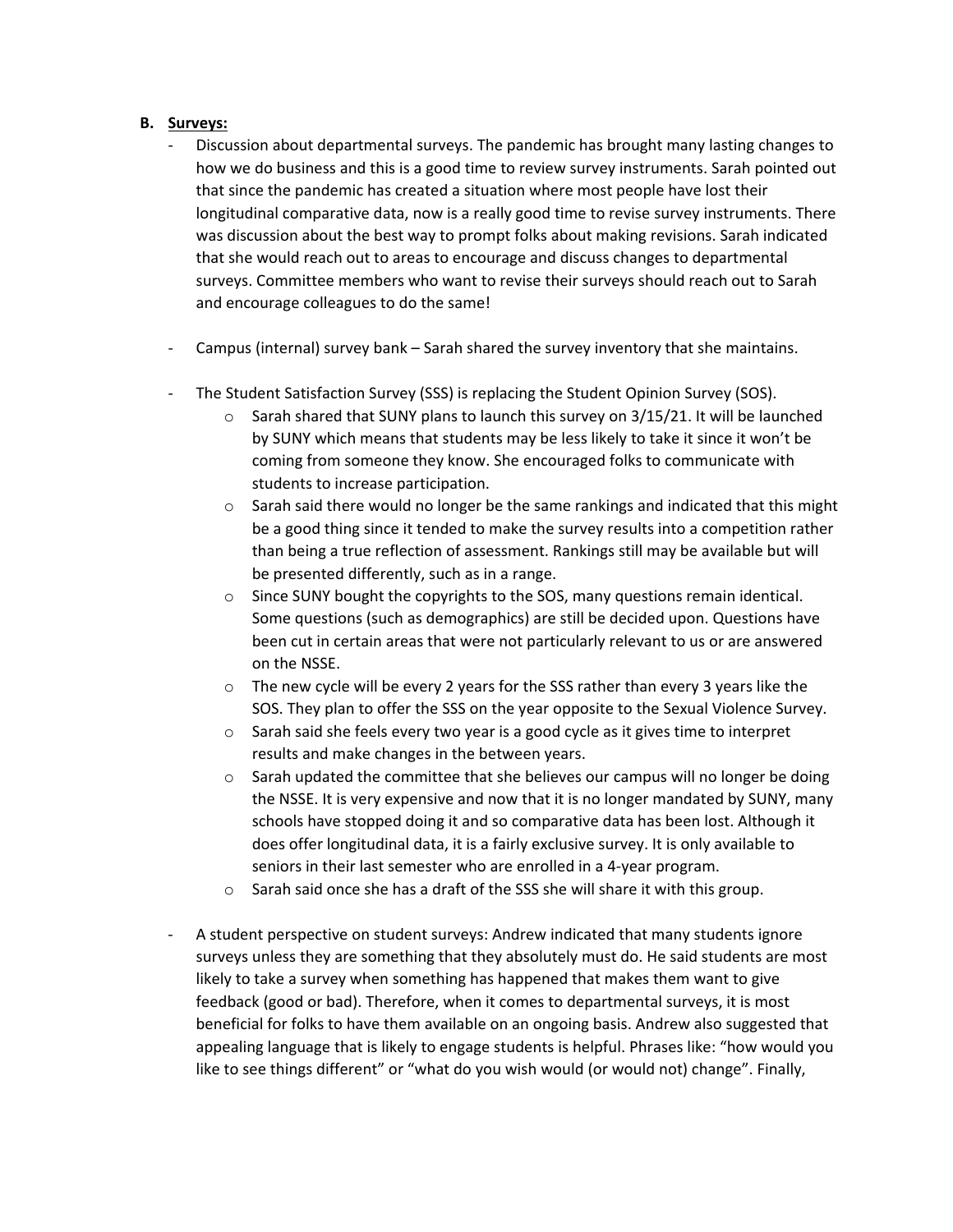**B. Surveys:**

- Discussion about departmental surveys. The pandemic has brought many lasting changes to how we do business and this is a good time to review survey instruments. Sarah pointed out that since the pandemic has created a situation where most people have lost their longitudinal comparative data, now is a really good time to revise survey instruments. There was discussion about the best way to prompt folks about making revisions. Sarah indicated that she would reach out to areas to encourage and discuss changes to departmental surveys. Committee members who want to revise their surveys should reach out to Sarah and encourage colleagues to do the same!

- Campus (internal) survey bank – Sarah shared the survey inventory that she maintains.

- The Student Satisfaction Survey (SSS) is replacing the Student Opinion Survey (SOS).
    - Sarah shared that SUNY plans to launch this survey on 3/15/21. It will be launched by SUNY which means that students may be less likely to take it since it won't be coming from someone they know. She encouraged folks to communicate with students to increase participation.
    - Sarah said there would no longer be the same rankings and indicated that this might be a good thing since it tended to make the survey results into a competition rather than being a true reflection of assessment. Rankings still may be available but will be presented differently, such as in a range.
    - Since SUNY bought the copyrights to the SOS, many questions remain identical. Some questions (such as demographics) are still be decided upon. Questions have been cut in certain areas that were not particularly relevant to us or are answered on the NSSE.
    - The new cycle will be every 2 years for the SSS rather than every 3 years like the SOS. They plan to offer the SSS on the year opposite to the Sexual Violence Survey.
    - Sarah said she feels every two year is a good cycle as it gives time to interpret results and make changes in the between years.
    - Sarah updated the committee that she believes our campus will no longer be doing the NSSE. It is very expensive and now that it is no longer mandated by SUNY, many schools have stopped doing it and so comparative data has been lost. Although it does offer longitudinal data, it is a fairly exclusive survey. It is only available to seniors in their last semester who are enrolled in a 4-year program.
    - Sarah said once she has a draft of the SSS she will share it with this group.

- A student perspective on student surveys: Andrew indicated that many students ignore surveys unless they are something that they absolutely must do. He said students are most likely to take a survey when something has happened that makes them want to give feedback (good or bad). Therefore, when it comes to departmental surveys, it is most beneficial for folks to have them available on an ongoing basis. Andrew also suggested that appealing language that is likely to engage students is helpful. Phrases like: "how would you like to see things different" or "what do you wish would (or would not) change". Finally,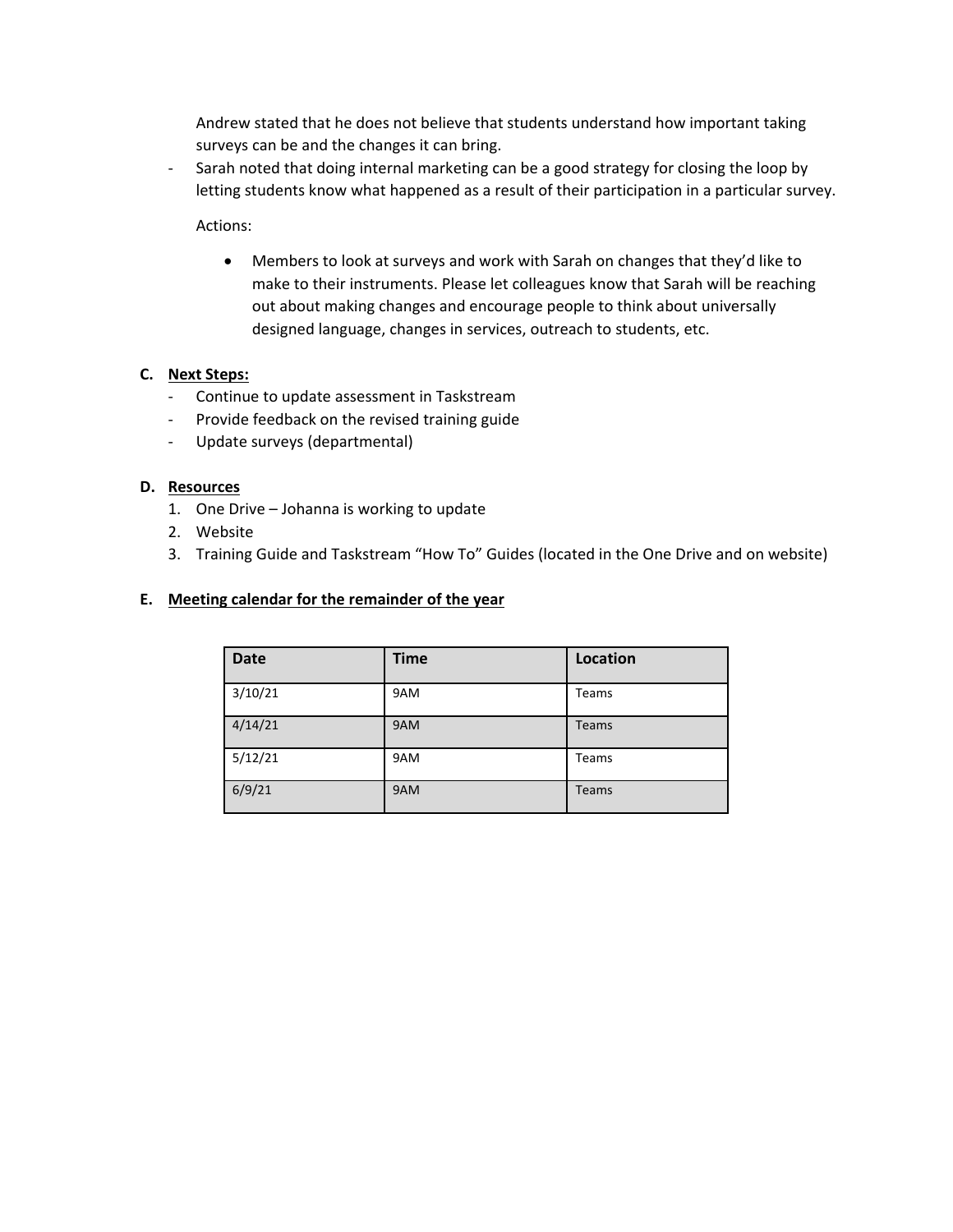Andrew stated that he does not believe that students understand how important taking surveys can be and the changes it can bring.

- Sarah noted that doing internal marketing can be a good strategy for closing the loop by letting students know what happened as a result of their participation in a particular survey.

  Actions:

  - Members to look at surveys and work with Sarah on changes that they'd like to make to their instruments. Please let colleagues know that Sarah will be reaching out about making changes and encourage people to think about universally designed language, changes in services, outreach to students, etc.

**C. <u>Next Steps:</u>**

- Continue to update assessment in Taskstream
- Provide feedback on the revised training guide
- Update surveys (departmental)

**D. <u>Resources</u>**

1. One Drive – Johanna is working to update
2. Website
3. Training Guide and Taskstream "How To" Guides (located in the One Drive and on website)

**E. <u>Meeting calendar for the remainder of the year</u>**

| Date | Time | Location |
|---|---|---|
| 3/10/21 | 9AM | Teams |
| 4/14/21 | 9AM | Teams |
| 5/12/21 | 9AM | Teams |
| 6/9/21 | 9AM | Teams |